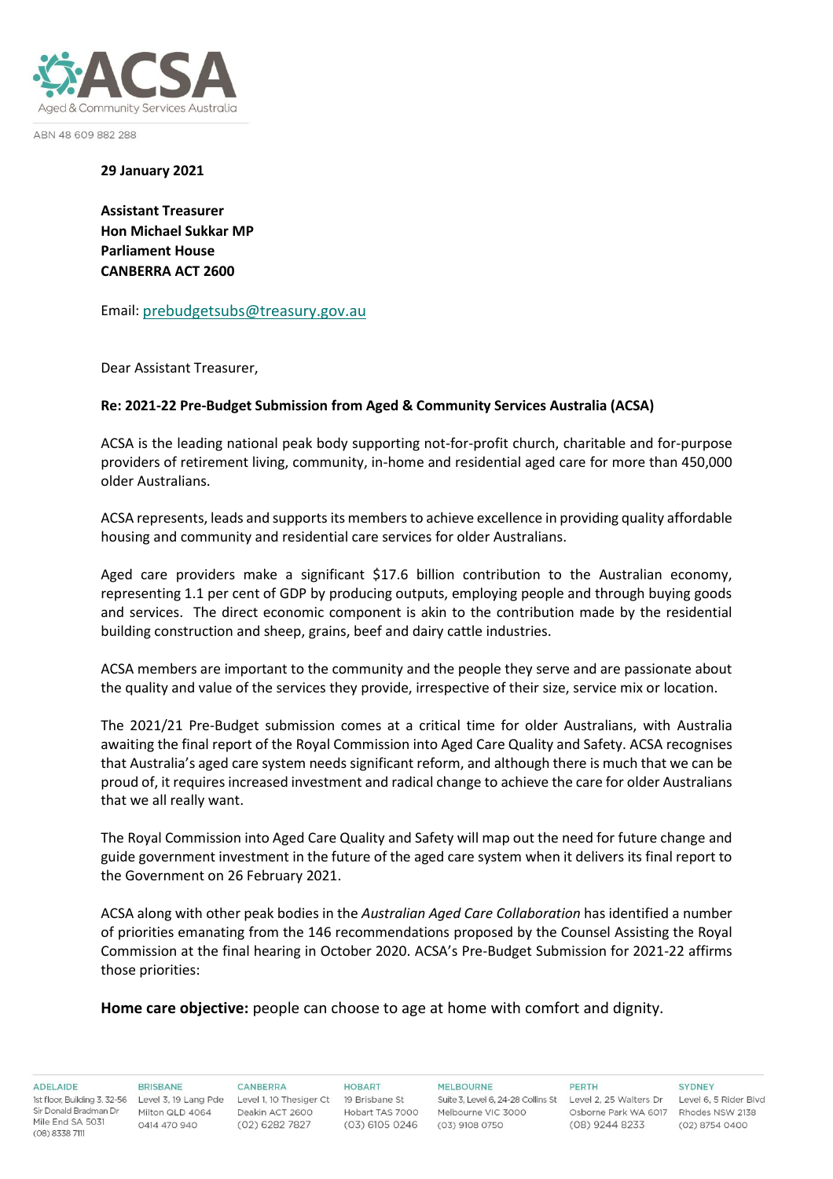ABN 48 609 882 288

**29 January 2021**

**Assistant Treasurer**
**Hon Michael Sukkar MP**
**Parliament House**
**CANBERRA ACT 2600**

Email: prebudgetsubs@treasury.gov.au

Dear Assistant Treasurer,

**Re: 2021-22 Pre-Budget Submission from Aged & Community Services Australia (ACSA)**

ACSA is the leading national peak body supporting not-for-profit church, charitable and for-purpose providers of retirement living, community, in-home and residential aged care for more than 450,000 older Australians.

ACSA represents, leads and supports its members to achieve excellence in providing quality affordable housing and community and residential care services for older Australians.

Aged care providers make a significant $17.6 billion contribution to the Australian economy, representing 1.1 per cent of GDP by producing outputs, employing people and through buying goods and services. The direct economic component is akin to the contribution made by the residential building construction and sheep, grains, beef and dairy cattle industries.

ACSA members are important to the community and the people they serve and are passionate about the quality and value of the services they provide, irrespective of their size, service mix or location.

The 2021/21 Pre-Budget submission comes at a critical time for older Australians, with Australia awaiting the final report of the Royal Commission into Aged Care Quality and Safety. ACSA recognises that Australia's aged care system needs significant reform, and although there is much that we can be proud of, it requires increased investment and radical change to achieve the care for older Australians that we all really want.

The Royal Commission into Aged Care Quality and Safety will map out the need for future change and guide government investment in the future of the aged care system when it delivers its final report to the Government on 26 February 2021.

ACSA along with other peak bodies in the *Australian Aged Care Collaboration* has identified a number of priorities emanating from the 146 recommendations proposed by the Counsel Assisting the Royal Commission at the final hearing in October 2020. ACSA's Pre-Budget Submission for 2021-22 affirms those priorities:

**Home care objective:** people can choose to age at home with comfort and dignity.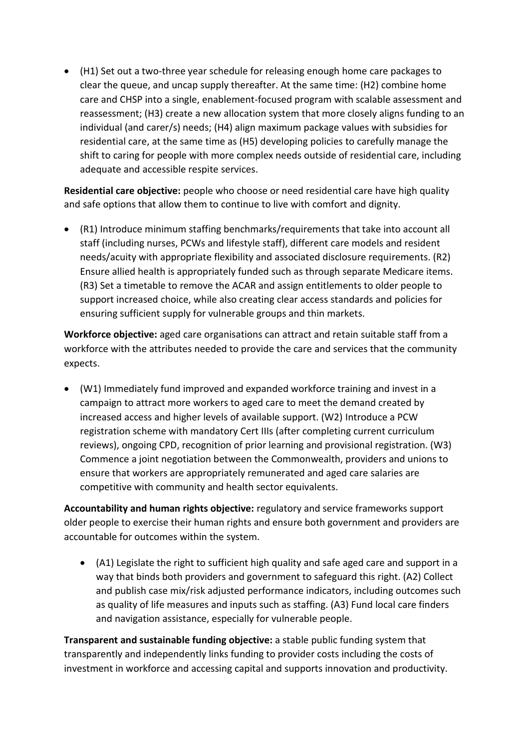- (H1) Set out a two-three year schedule for releasing enough home care packages to clear the queue, and uncap supply thereafter. At the same time: (H2) combine home care and CHSP into a single, enablement-focused program with scalable assessment and reassessment; (H3) create a new allocation system that more closely aligns funding to an individual (and carer/s) needs; (H4) align maximum package values with subsidies for residential care, at the same time as (H5) developing policies to carefully manage the shift to caring for people with more complex needs outside of residential care, including adequate and accessible respite services.

**Residential care objective:** people who choose or need residential care have high quality and safe options that allow them to continue to live with comfort and dignity.

- (R1) Introduce minimum staffing benchmarks/requirements that take into account all staff (including nurses, PCWs and lifestyle staff), different care models and resident needs/acuity with appropriate flexibility and associated disclosure requirements. (R2) Ensure allied health is appropriately funded such as through separate Medicare items. (R3) Set a timetable to remove the ACAR and assign entitlements to older people to support increased choice, while also creating clear access standards and policies for ensuring sufficient supply for vulnerable groups and thin markets.

**Workforce objective:** aged care organisations can attract and retain suitable staff from a workforce with the attributes needed to provide the care and services that the community expects.

- (W1) Immediately fund improved and expanded workforce training and invest in a campaign to attract more workers to aged care to meet the demand created by increased access and higher levels of available support. (W2) Introduce a PCW registration scheme with mandatory Cert IIIs (after completing current curriculum reviews), ongoing CPD, recognition of prior learning and provisional registration. (W3) Commence a joint negotiation between the Commonwealth, providers and unions to ensure that workers are appropriately remunerated and aged care salaries are competitive with community and health sector equivalents.

**Accountability and human rights objective:** regulatory and service frameworks support older people to exercise their human rights and ensure both government and providers are accountable for outcomes within the system.

- (A1) Legislate the right to sufficient high quality and safe aged care and support in a way that binds both providers and government to safeguard this right. (A2) Collect and publish case mix/risk adjusted performance indicators, including outcomes such as quality of life measures and inputs such as staffing. (A3) Fund local care finders and navigation assistance, especially for vulnerable people.

**Transparent and sustainable funding objective:** a stable public funding system that transparently and independently links funding to provider costs including the costs of investment in workforce and accessing capital and supports innovation and productivity.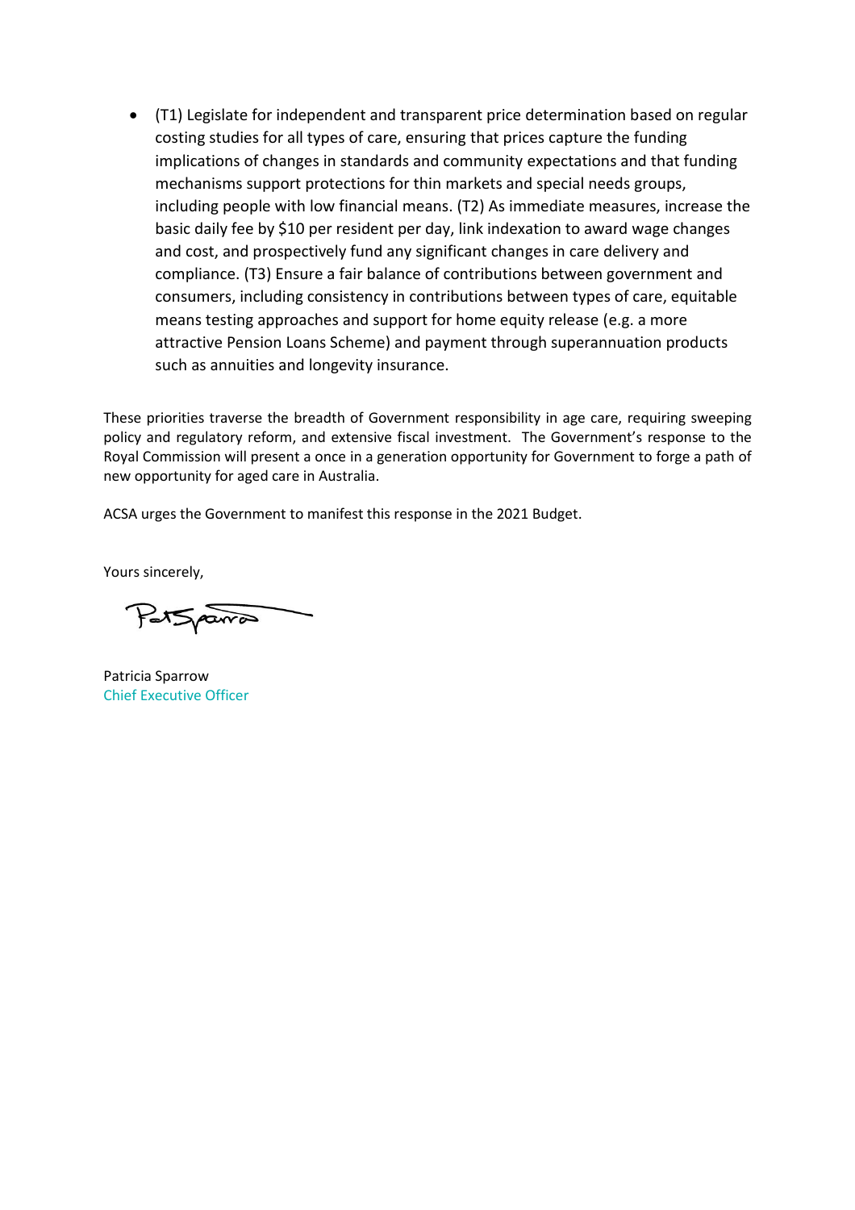- (T1) Legislate for independent and transparent price determination based on regular costing studies for all types of care, ensuring that prices capture the funding implications of changes in standards and community expectations and that funding mechanisms support protections for thin markets and special needs groups, including people with low financial means. (T2) As immediate measures, increase the basic daily fee by $10 per resident per day, link indexation to award wage changes and cost, and prospectively fund any significant changes in care delivery and compliance. (T3) Ensure a fair balance of contributions between government and consumers, including consistency in contributions between types of care, equitable means testing approaches and support for home equity release (e.g. a more attractive Pension Loans Scheme) and payment through superannuation products such as annuities and longevity insurance.

These priorities traverse the breadth of Government responsibility in age care, requiring sweeping policy and regulatory reform, and extensive fiscal investment. The Government's response to the Royal Commission will present a once in a generation opportunity for Government to forge a path of new opportunity for aged care in Australia.

ACSA urges the Government to manifest this response in the 2021 Budget.

Yours sincerely,

Patricia Sparrow
Chief Executive Officer